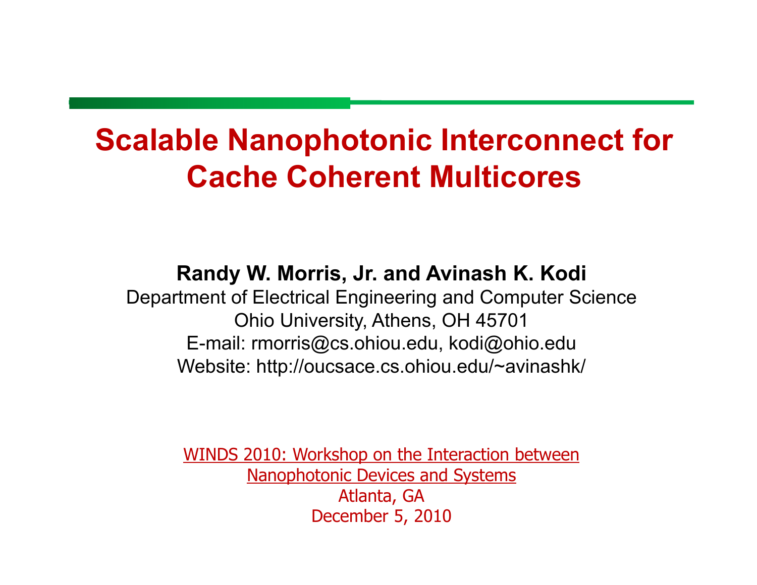# Scalable Nanophotonic Interconnect for Cache Coherent Multicores

**Randy W. Morris, Jr. and Avinash K. Kodi**

Department of Electrical Engineering and Computer Science
Ohio University, Athens, OH 45701
E-mail: rmorris@cs.ohiou.edu, kodi@ohio.edu
Website: http://oucsace.cs.ohiou.edu/~avinashk/

WINDS 2010: Workshop on the Interaction between Nanophotonic Devices and Systems
Atlanta, GA
December 5, 2010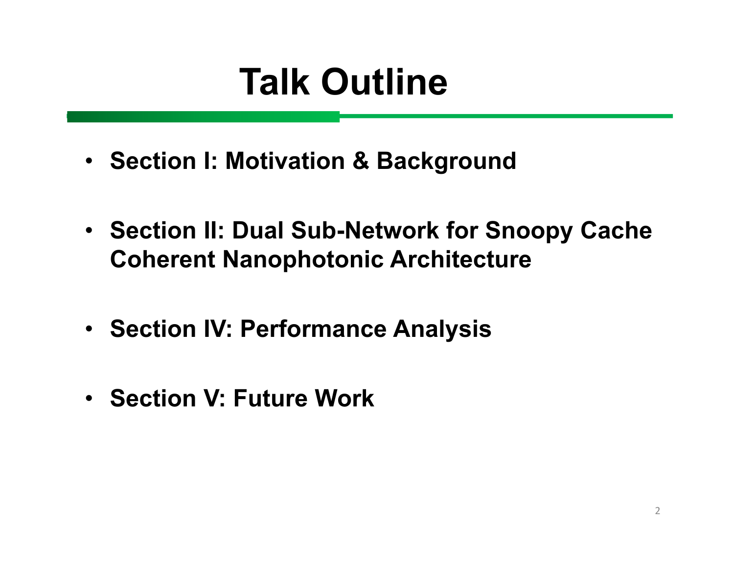# Talk Outline

- **Section I: Motivation & Background**
- **Section II: Dual Sub-Network for Snoopy Cache Coherent Nanophotonic Architecture**
- **Section IV: Performance Analysis**
- **Section V: Future Work**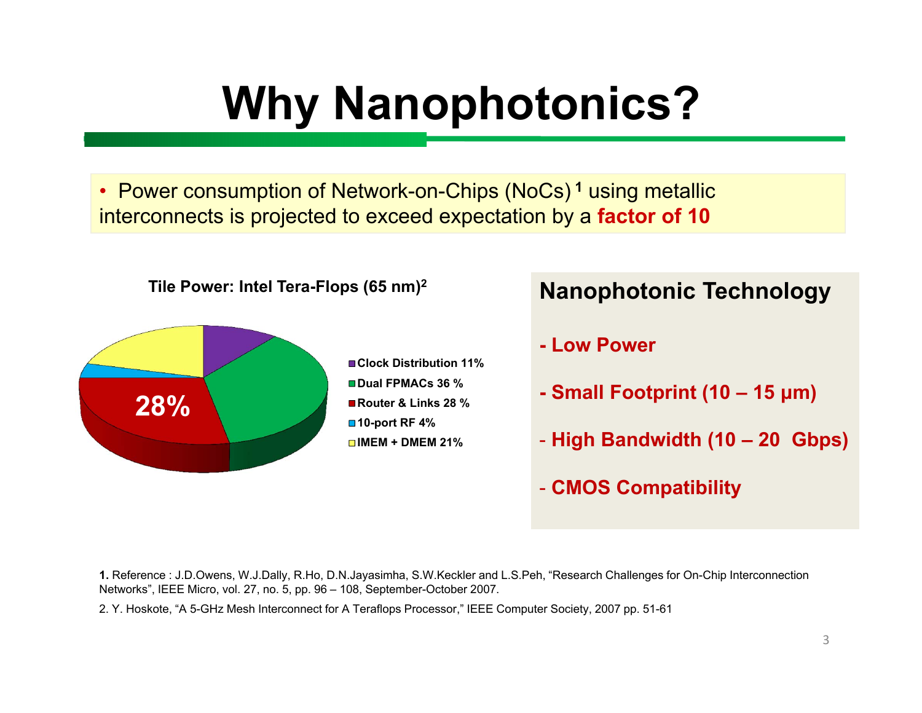# Why Nanophotonics?

- Power consumption of Network-on-Chips (NoCs) [1] using metallic interconnects is projected to exceed expectation by a **factor of 10**

**Tile Power: Intel Tera-Flops (65 nm)[2]**

28%

- Clock Distribution 11%
- Dual FPMACs 36 %
- Router & Links 28 %
- 10-port RF 4%
- IMEM + DMEM 21%

## Nanophotonic Technology

- **Low Power**
- **Small Footprint (10 – 15 μm)**
- **High Bandwidth (10 – 20 Gbps)**
- **CMOS Compatibility**

**1.** Reference : J.D.Owens, W.J.Dally, R.Ho, D.N.Jayasimha, S.W.Keckler and L.S.Peh, "Research Challenges for On-Chip Interconnection Networks", IEEE Micro, vol. 27, no. 5, pp. 96 – 108, September-October 2007.

2. Y. Hoskote, "A 5-GHz Mesh Interconnect for A Teraflops Processor," IEEE Computer Society, 2007 pp. 51-61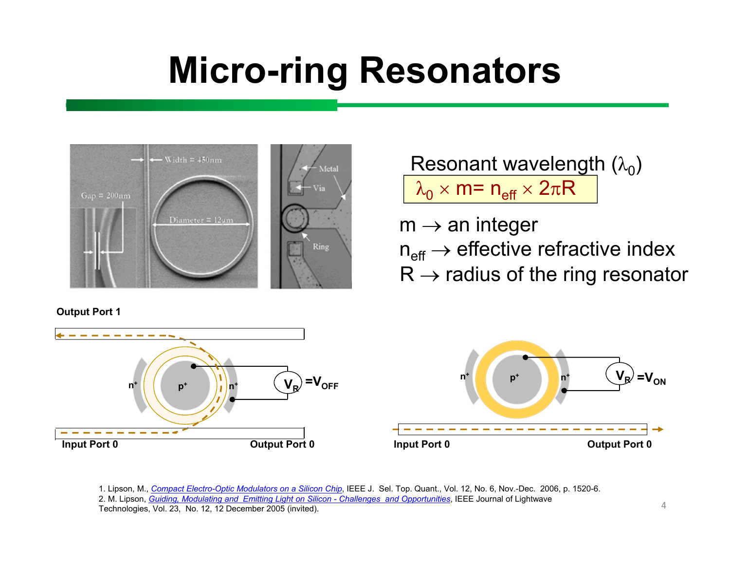# Micro-ring Resonators

Width = 450nm

Gap = 200nm

Diameter = 12μm

Metal

Via

Ring

Resonant wavelength ($\lambda_0$)

$$\lambda_0 \times m = n_{eff} \times 2\pi R$$

m → an integer

$n_{eff}$ → effective refractive index

R → radius of the ring resonator

Output Port 1

$n^+$ $p^+$ $n^+$ $V_R = V_{OFF}$

Input Port 0 Output Port 0

$n^+$ $p^+$ $n^+$ $V_R = V_{ON}$

Input Port 0 Output Port 0

1. Lipson, M., Compact Electro-Optic Modulators on a Silicon Chip, IEEE J. Sel. Top. Quant., Vol. 12, No. 6, Nov.-Dec. 2006, p. 1520-6.
2. M. Lipson, Guiding, Modulating and Emitting Light on Silicon - Challenges and Opportunities, IEEE Journal of Lightwave Technologies, Vol. 23, No. 12, 12 December 2005 (invited).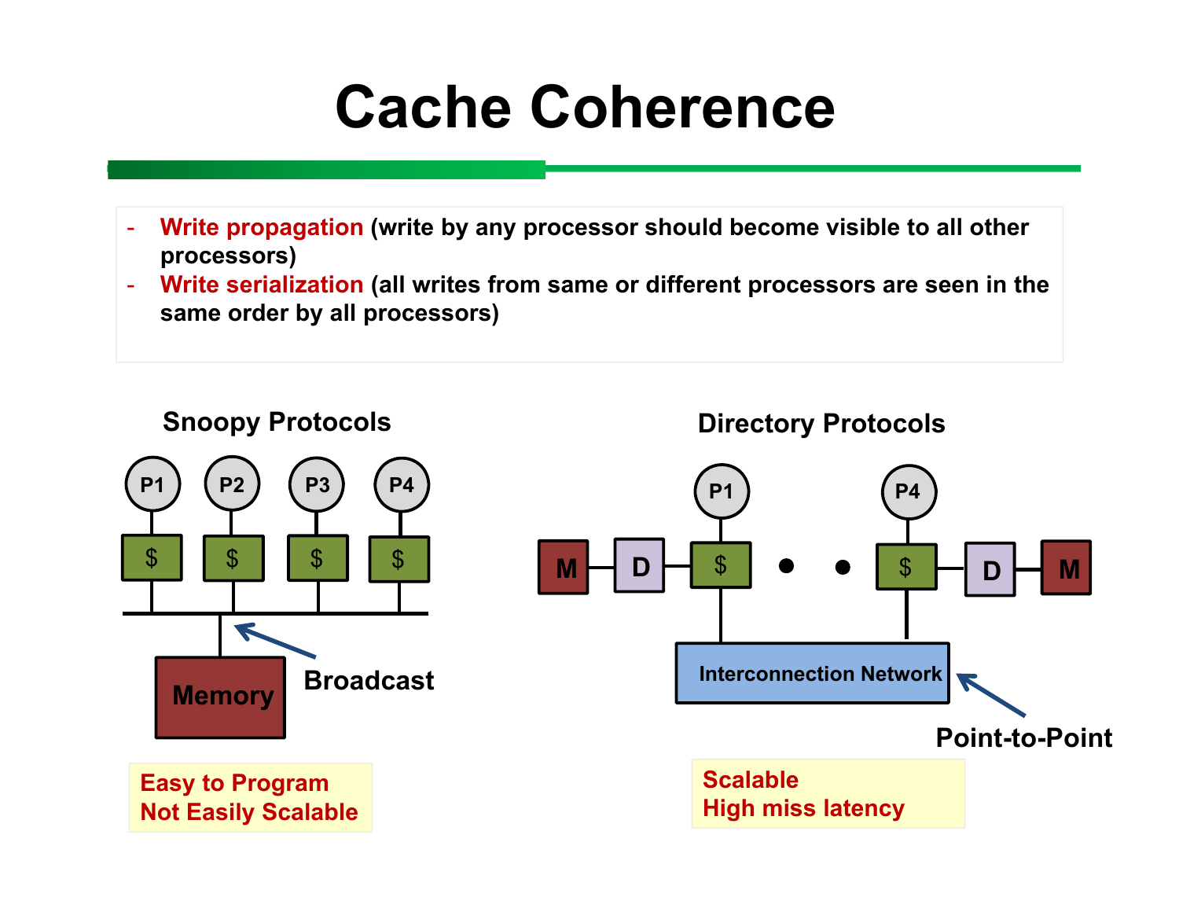# Cache Coherence

- **Write propagation** (write by any processor should become visible to all other processors)
- **Write serialization** (all writes from same or different processors are seen in the same order by all processors)

**Snoopy Protocols**

P1 P2 P3 P4

$ $ $ $

Memory

Broadcast

Easy to Program
Not Easily Scalable

**Directory Protocols**

P1 P4

M D $ • • $ D M

Interconnection Network

Point-to-Point

Scalable
High miss latency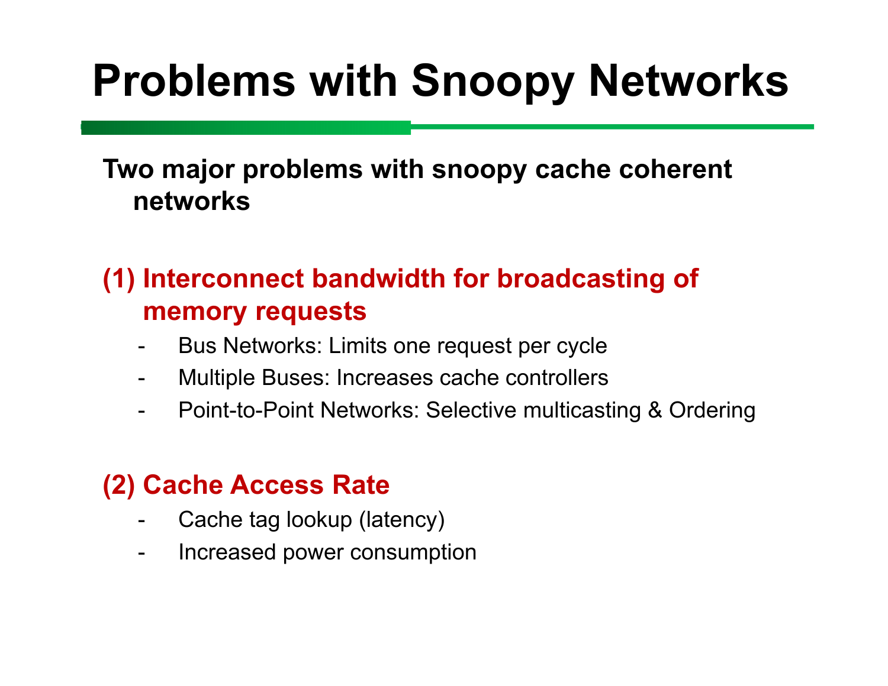# Problems with Snoopy Networks

**Two major problems with snoopy cache coherent networks**

## (1) Interconnect bandwidth for broadcasting of memory requests

- Bus Networks: Limits one request per cycle
- Multiple Buses: Increases cache controllers
- Point-to-Point Networks: Selective multicasting & Ordering

## (2) Cache Access Rate

- Cache tag lookup (latency)
- Increased power consumption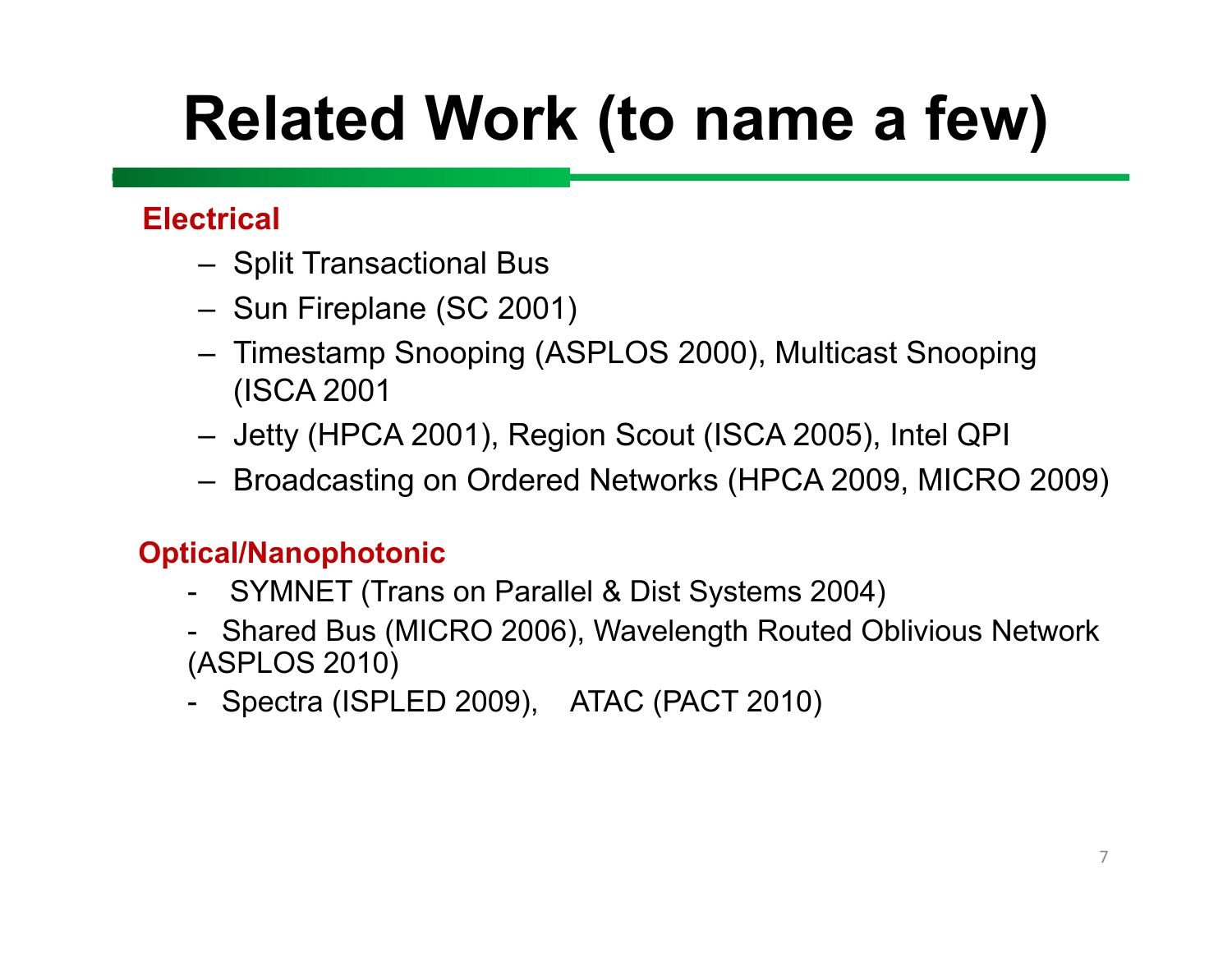# Related Work (to name a few)

**Electrical**

- Split Transactional Bus
- Sun Fireplane (SC 2001)
- Timestamp Snooping (ASPLOS 2000), Multicast Snooping (ISCA 2001
- Jetty (HPCA 2001), Region Scout (ISCA 2005), Intel QPI
- Broadcasting on Ordered Networks (HPCA 2009, MICRO 2009)

**Optical/Nanophotonic**

- SYMNET (Trans on Parallel & Dist Systems 2004)
- Shared Bus (MICRO 2006), Wavelength Routed Oblivious Network (ASPLOS 2010)
- Spectra (ISPLED 2009), ATAC (PACT 2010)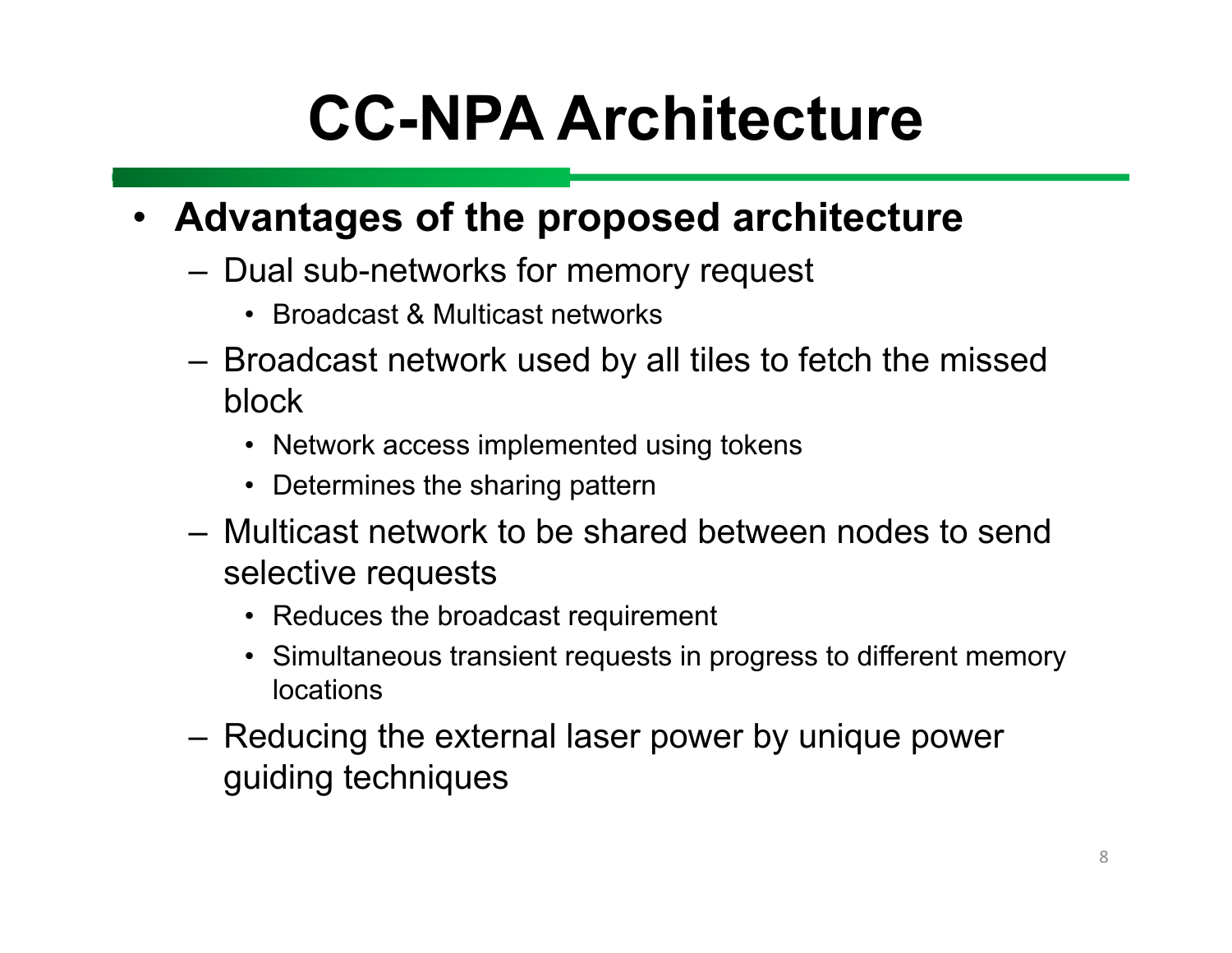# CC-NPA Architecture

- **Advantages of the proposed architecture**
  - Dual sub-networks for memory request
    - Broadcast & Multicast networks
  - Broadcast network used by all tiles to fetch the missed block
    - Network access implemented using tokens
    - Determines the sharing pattern
  - Multicast network to be shared between nodes to send selective requests
    - Reduces the broadcast requirement
    - Simultaneous transient requests in progress to different memory locations
  - Reducing the external laser power by unique power guiding techniques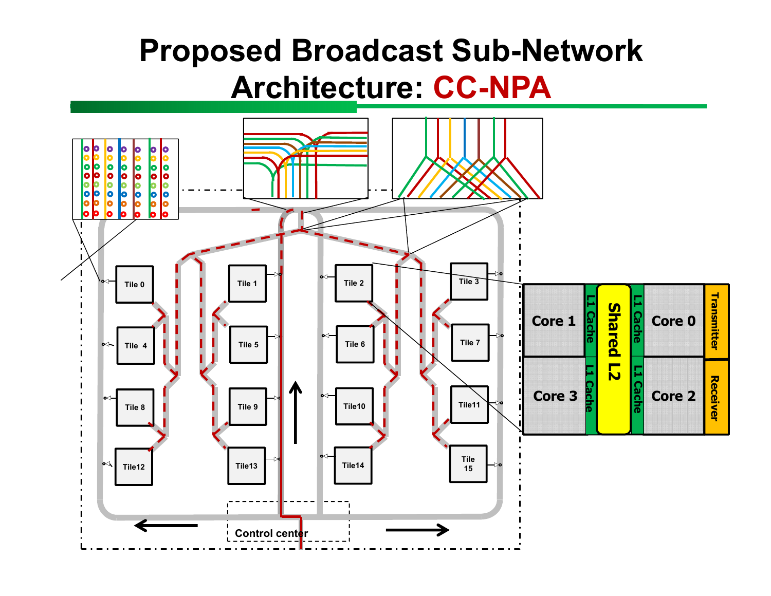# Proposed Broadcast Sub-Network Architecture: CC-NPA

Tile 0
Tile 1
Tile 2
Tile 3
Tile 4
Tile 5
Tile 6
Tile 7
Tile 8
Tile 9
Tile10
Tile11
Tile12
Tile13
Tile14
Tile 15

Control center

Core 1
L1 Cache
Shared L2
L1 Cache
Core 0
Transmitter
Core 3
L1 Cache
L1 Cache
Core 2
Receiver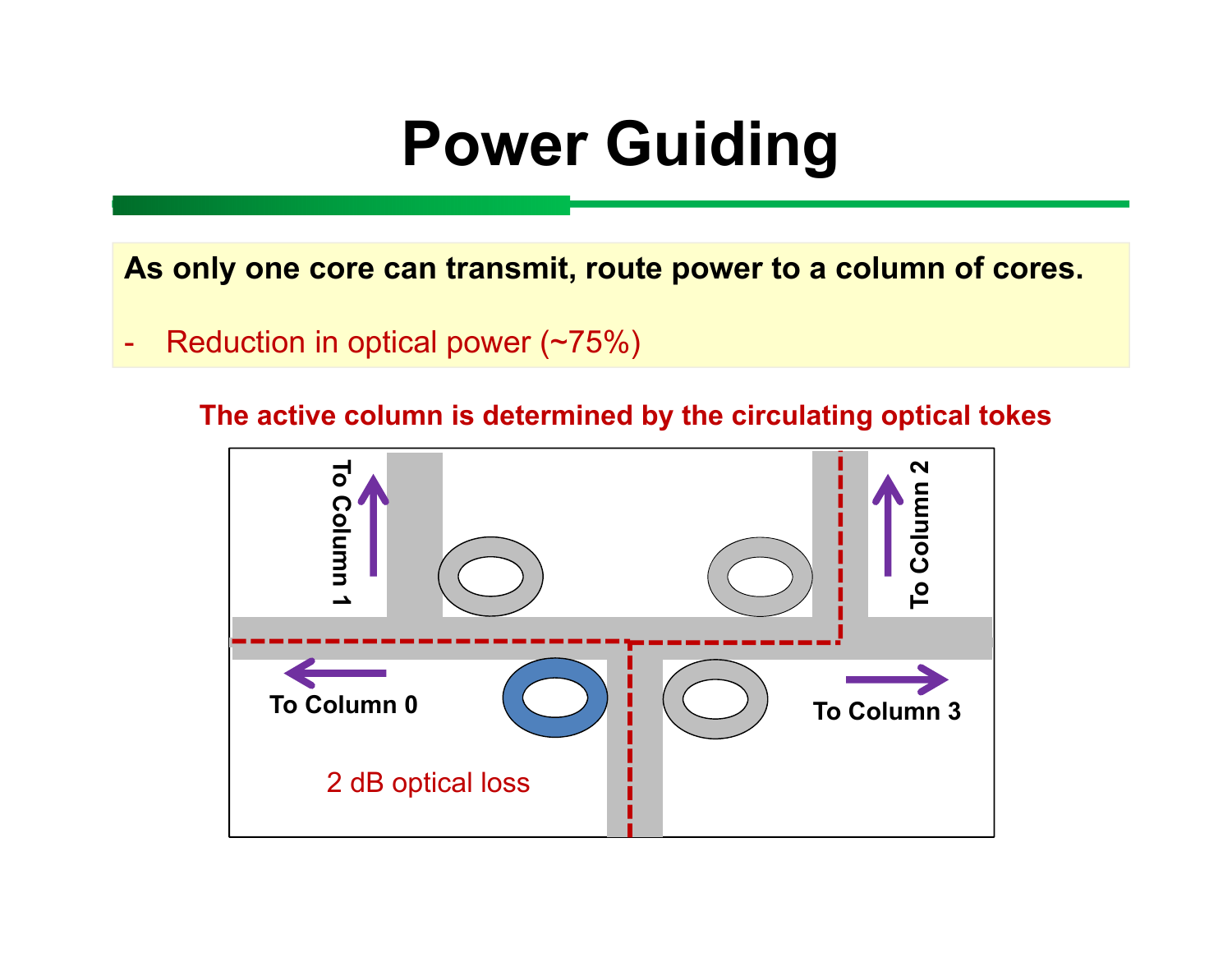# Power Guiding

**As only one core can transmit, route power to a column of cores.**

- Reduction in optical power (~75%)

**The active column is determined by the circulating optical tokes**

To Column 1

To Column 2

To Column 0

To Column 3

2 dB optical loss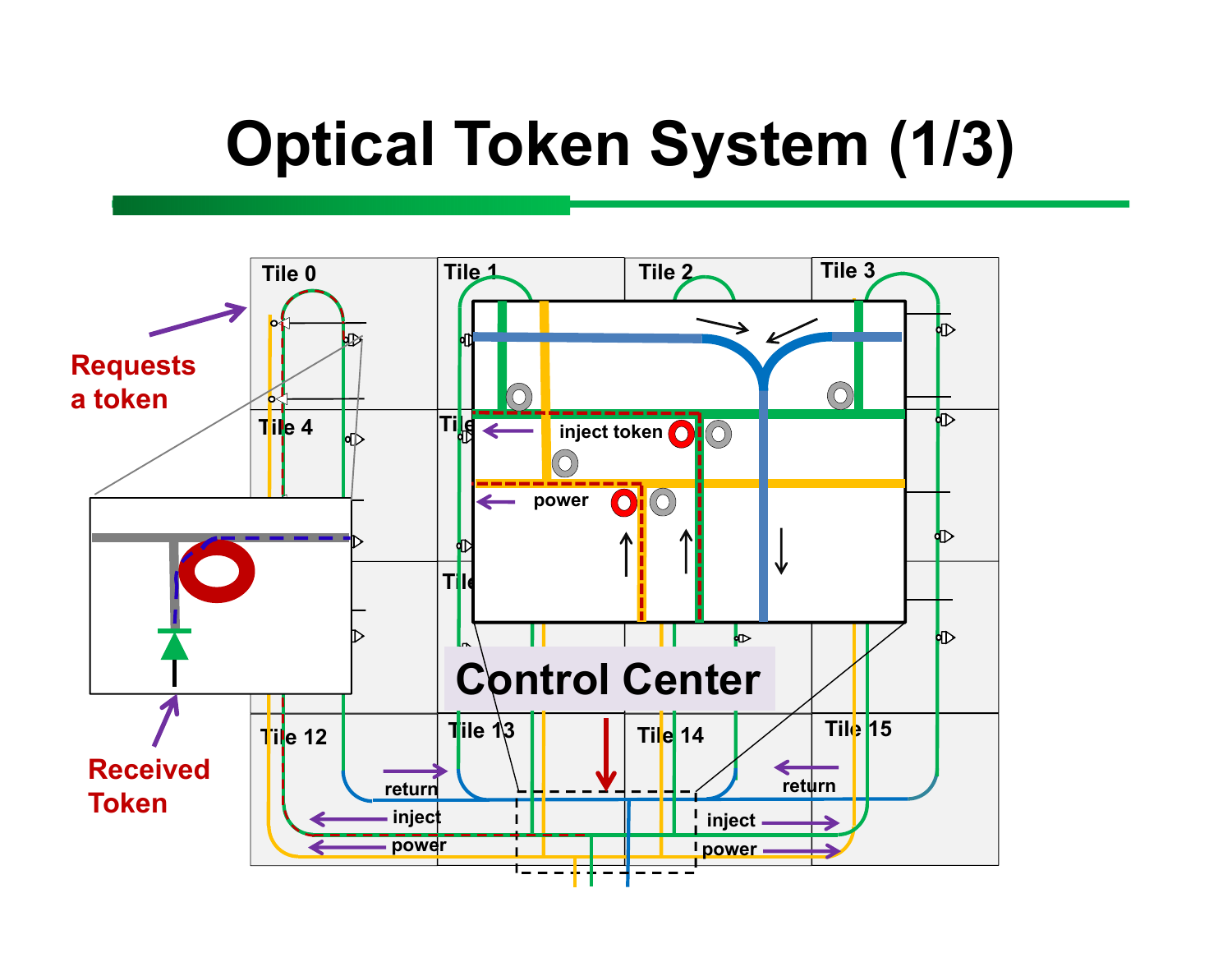# Optical Token System (1/3)

Requests a token

Received Token

Tile 0, Tile 1, Tile 2, Tile 3, Tile 4, Tile 12, Tile 13, Tile 14, Tile 15

inject token

power

Control Center

return

inject

power

return

inject

power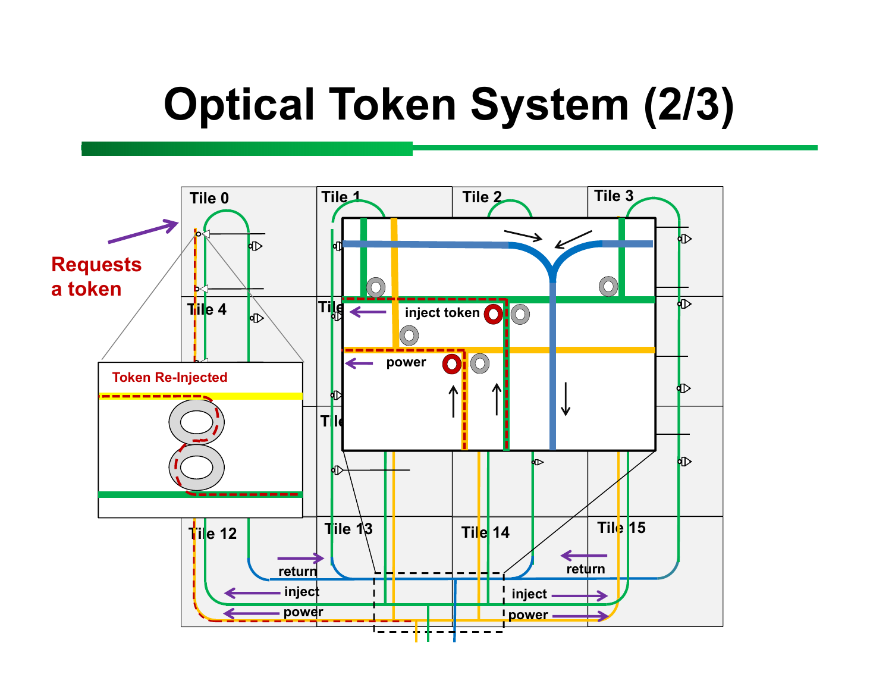# Optical Token System (2/3)

Requests a token

Token Re-Injected

Tile 0, Tile 1, Tile 2, Tile 3, Tile 4, Tile 12, Tile 13, Tile 14, Tile 15

inject token

power

return

inject

power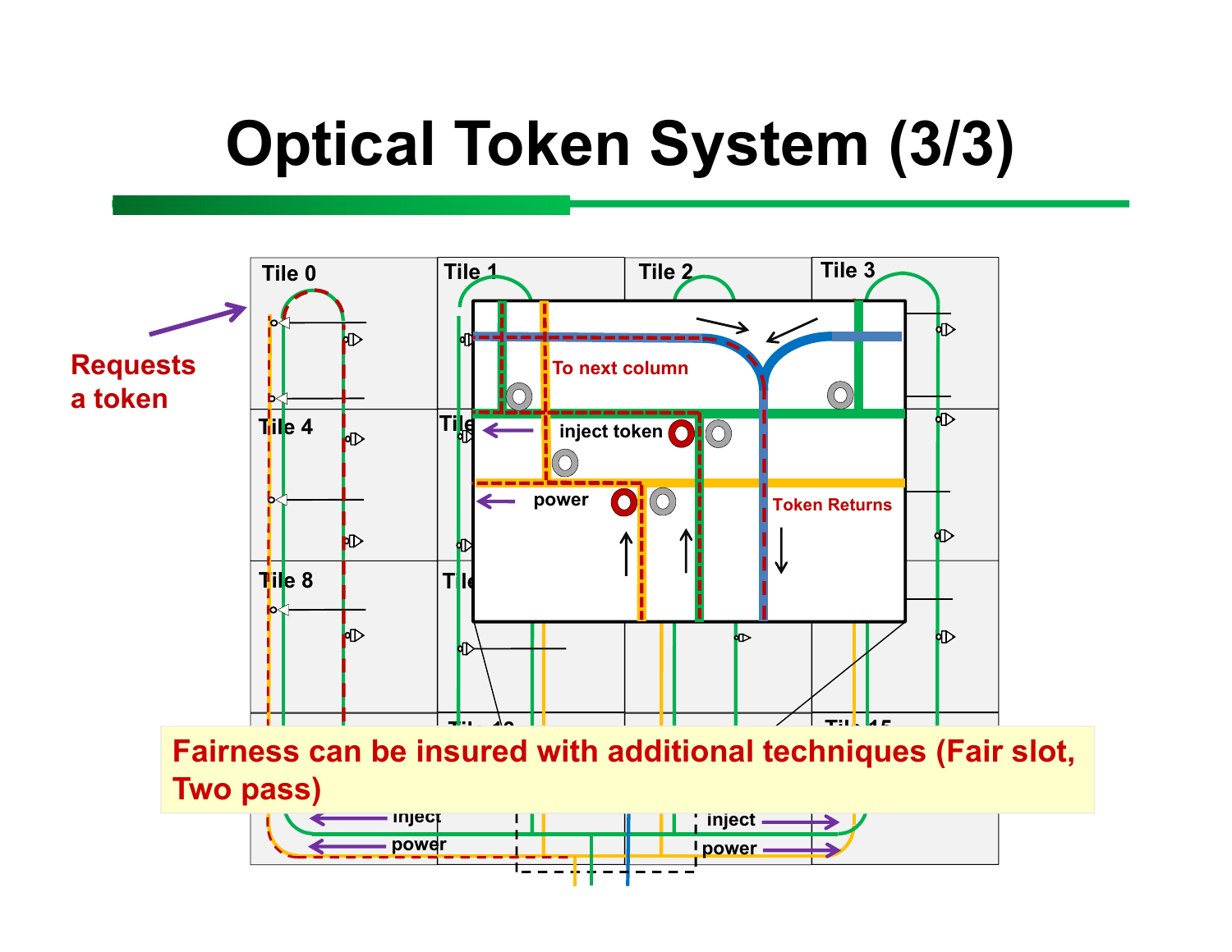# Optical Token System (3/3)

Requests a token

Tile 0

Tile 1

Tile 2

Tile 3

Tile 4

Tile 8

To next column

inject token

power

Token Returns

inject

power

inject

power

Fairness can be insured with additional techniques (Fair slot, Two pass)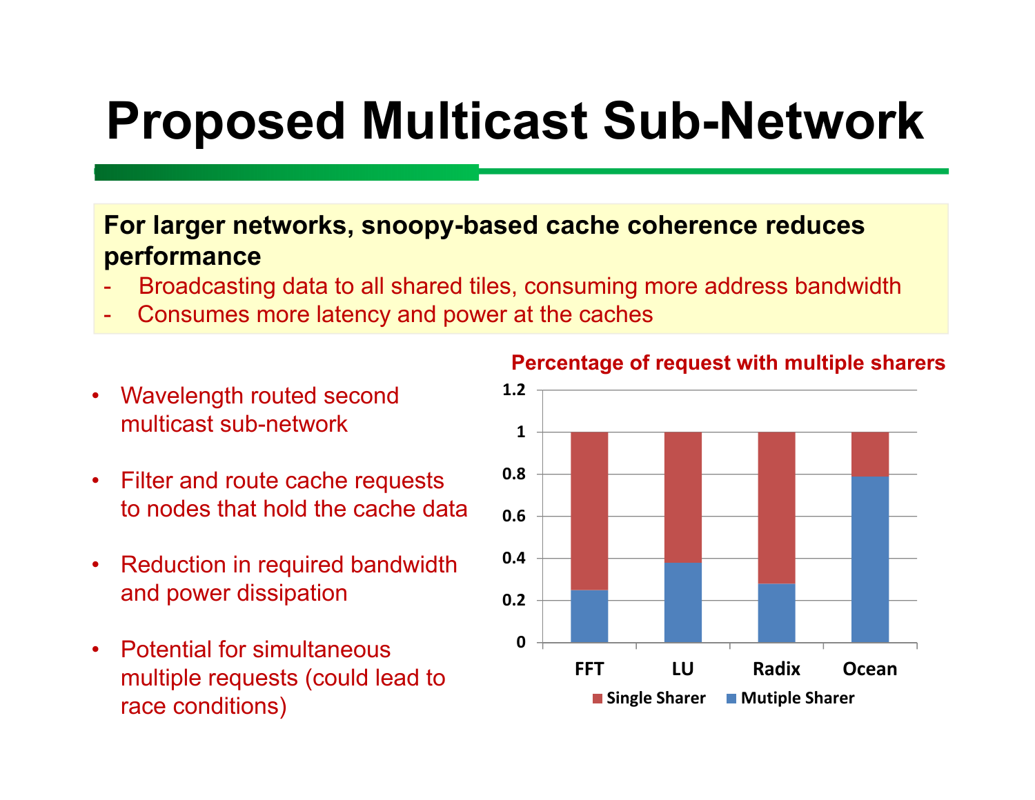# Proposed Multicast Sub-Network

**For larger networks, snoopy-based cache coherence reduces performance**

- Broadcasting data to all shared tiles, consuming more address bandwidth
- Consumes more latency and power at the caches

- Wavelength routed second multicast sub-network
- Filter and route cache requests to nodes that hold the cache data
- Reduction in required bandwidth and power dissipation
- Potential for simultaneous multiple requests (could lead to race conditions)

**Percentage of request with multiple sharers**

| | FFT | LU | Radix | Ocean |
|---|---|---|---|---|
| Mutiple Sharer | 0.25 | 0.38 | 0.28 | 0.79 |
| Single Sharer | 0.75 | 0.62 | 0.72 | 0.21 |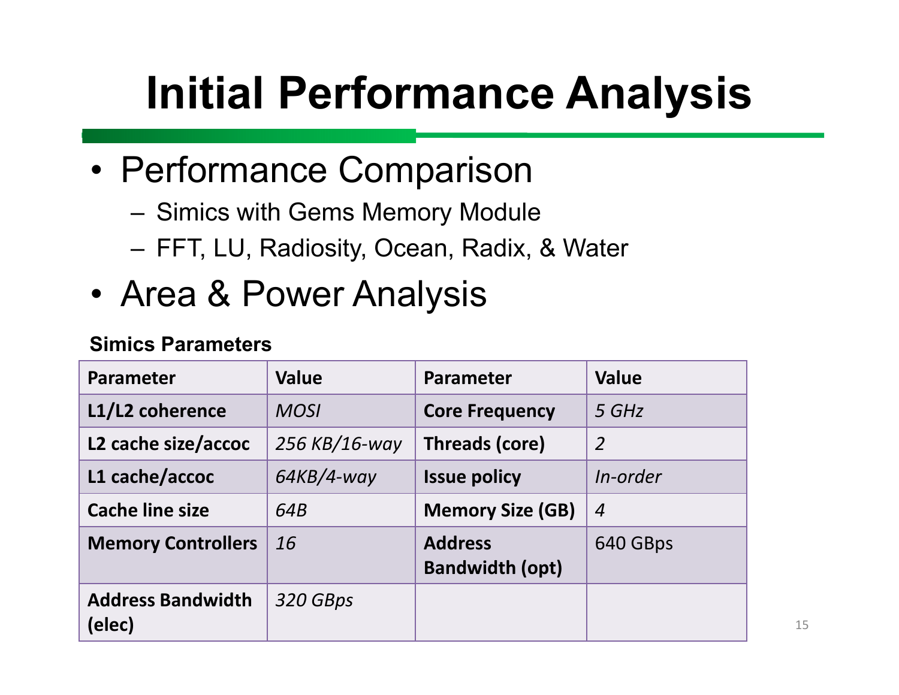# Initial Performance Analysis

- Performance Comparison
  - Simics with Gems Memory Module
  - FFT, LU, Radiosity, Ocean, Radix, & Water
- Area & Power Analysis

**Simics Parameters**

| Parameter | Value | Parameter | Value |
|---|---|---|---|
| **L1/L2 coherence** | *MOSI* | **Core Frequency** | *5 GHz* |
| **L2 cache size/accoc** | *256 KB/16-way* | **Threads (core)** | *2* |
| **L1 cache/accoc** | *64KB/4-way* | **Issue policy** | *In-order* |
| **Cache line size** | *64B* | **Memory Size (GB)** | *4* |
| **Memory Controllers** | *16* | **Address Bandwidth (opt)** | 640 GBps |
| **Address Bandwidth (elec)** | *320 GBps* | | |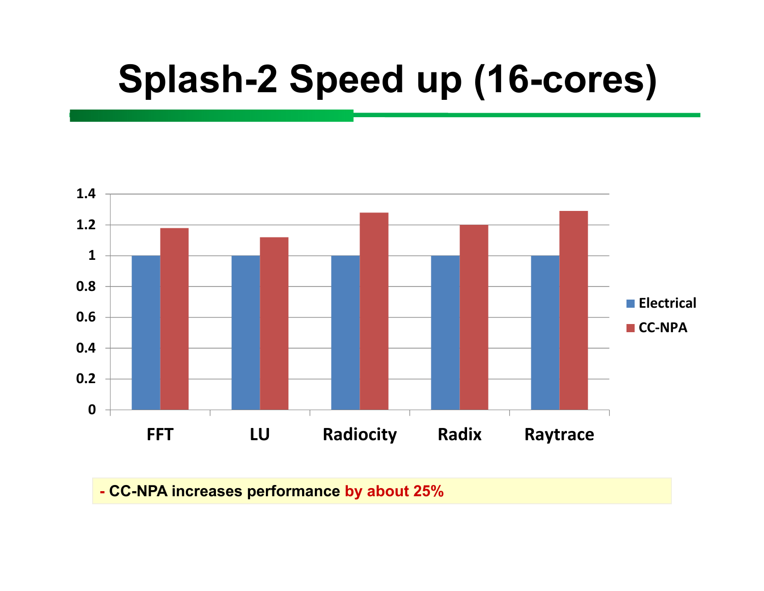# Splash-2 Speed up (16-cores)

| | Electrical | CC-NPA |
|---|---|---|
| FFT | 1 | 1.18 |
| LU | 1 | 1.12 |
| Radiocity | 1 | 1.28 |
| Radix | 1 | 1.2 |
| Raytrace | 1 | 1.29 |

- CC-NPA increases performance **by about 25%**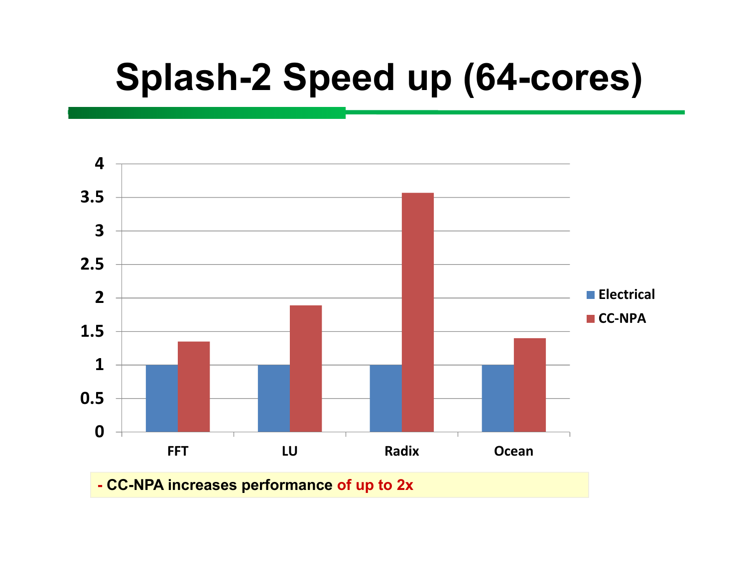# Splash-2 Speed up (64-cores)

| | Electrical | CC-NPA |
|---|---|---|
| FFT | 1 | ~1.35 |
| LU | 1 | ~1.89 |
| Radix | 1 | ~3.57 |
| Ocean | 1 | ~1.4 |

- CC-NPA increases performance of up to 2x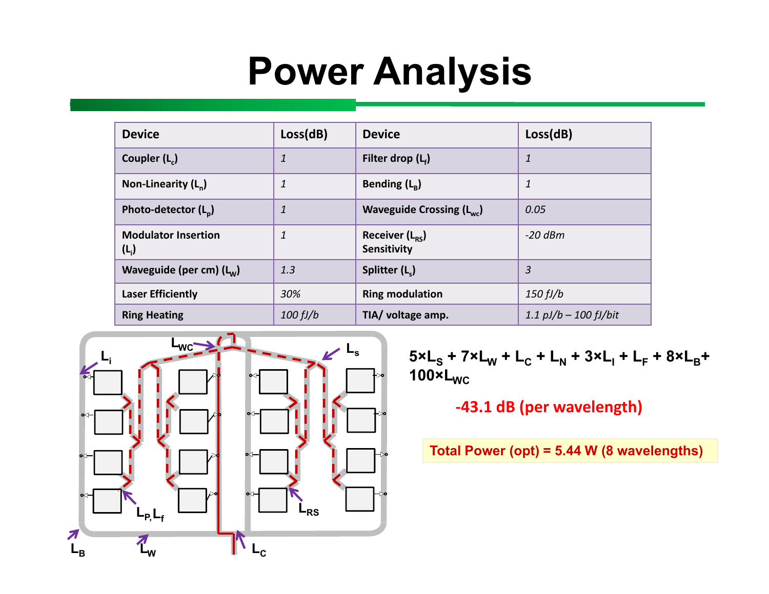# Power Analysis

| Device | Loss(dB) | Device | Loss(dB) |
|---|---|---|---|
| Coupler ($L_c$) | *1* | Filter drop ($L_f$) | *1* |
| Non-Linearity ($L_n$) | *1* | Bending ($L_B$) | *1* |
| Photo-detector ($L_p$) | *1* | Waveguide Crossing ($L_{wc}$) | *0.05* |
| Modulator Insertion ($L_i$) | *1* | Receiver ($L_{RS}$) Sensitivity | *-20 dBm* |
| Waveguide (per cm) ($L_W$) | *1.3* | Splitter ($L_s$) | *3* |
| Laser Efficiently | *30%* | Ring modulation | *150 fJ/b* |
| Ring Heating | *100 fJ/b* | TIA/ voltage amp. | *1.1 pJ/b – 100 fJ/bit* |

$5 \times L_S + 7 \times L_W + L_C + L_N + 3 \times L_I + L_F + 8 \times L_B + 100 \times L_{WC}$

**-43.1 dB (per wavelength)**

**Total Power (opt) = 5.44 W (8 wavelengths)**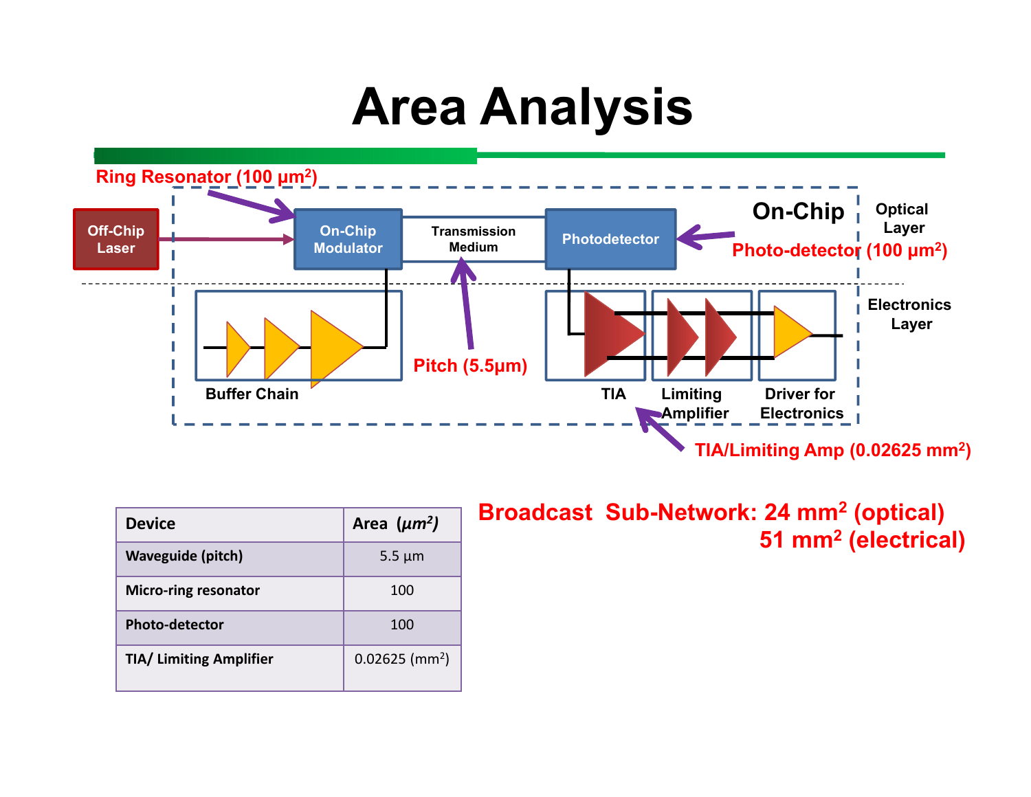# Area Analysis

Ring Resonator (100 $\mu m^2$)

Off-Chip Laser

On-Chip Modulator

Transmission Medium

Photodetector

On-Chip

Optical Layer

Photo-detector (100 $\mu m^2$)

Electronics Layer

Buffer Chain

Pitch (5.5μm)

TIA

Limiting Amplifier

Driver for Electronics

TIA/Limiting Amp (0.02625 $mm^2$)

| Device | Area ($\mu m^2$) |
|---|---|
| Waveguide (pitch) | 5.5 μm |
| Micro-ring resonator | 100 |
| Photo-detector | 100 |
| TIA/ Limiting Amplifier | 0.02625 ($mm^2$) |

**Broadcast Sub-Network: 24 $mm^2$ (optical)**
**51 $mm^2$ (electrical)**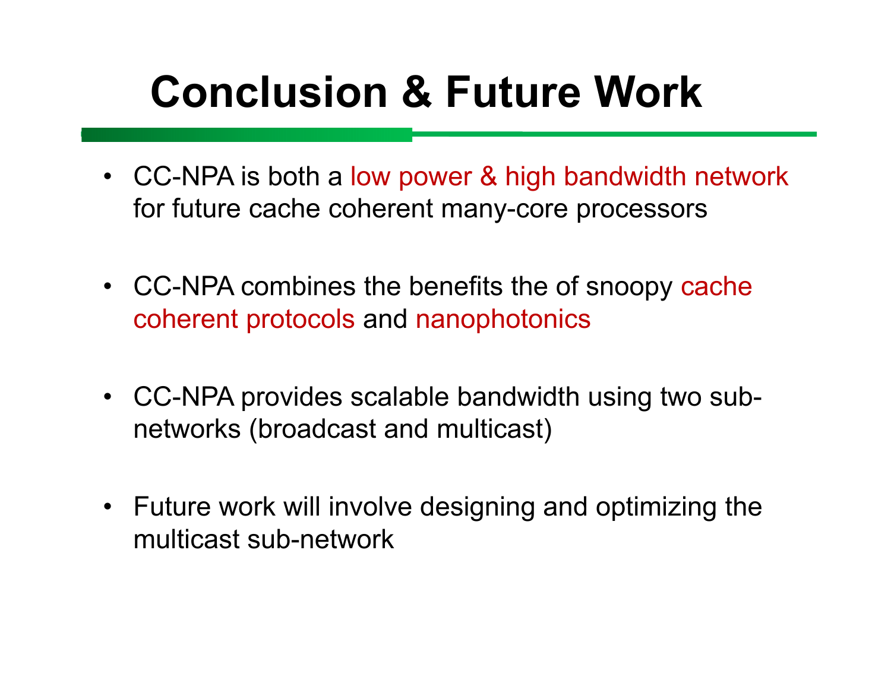# Conclusion & Future Work

- CC-NPA is both a low power & high bandwidth network for future cache coherent many-core processors
- CC-NPA combines the benefits the of snoopy cache coherent protocols and nanophotonics
- CC-NPA provides scalable bandwidth using two sub-networks (broadcast and multicast)
- Future work will involve designing and optimizing the multicast sub-network